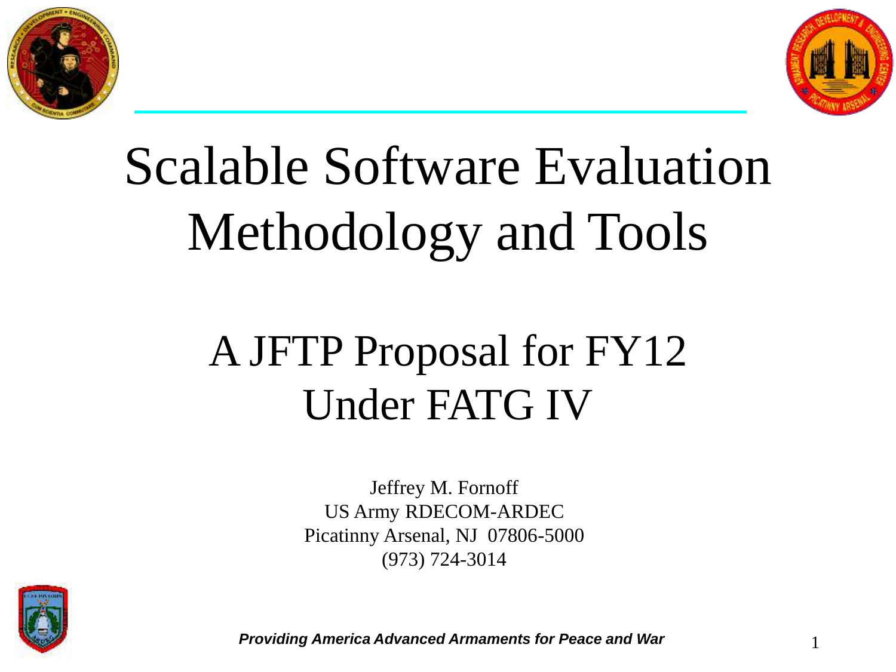# Scalable Software Evaluation Methodology and Tools

## A JFTP Proposal for FY12 Under FATG IV

Jeffrey M. Fornoff
US Army RDECOM-ARDEC
Picatinny Arsenal, NJ 07806-5000
(973) 724-3014

***Providing America Advanced Armaments for Peace and War***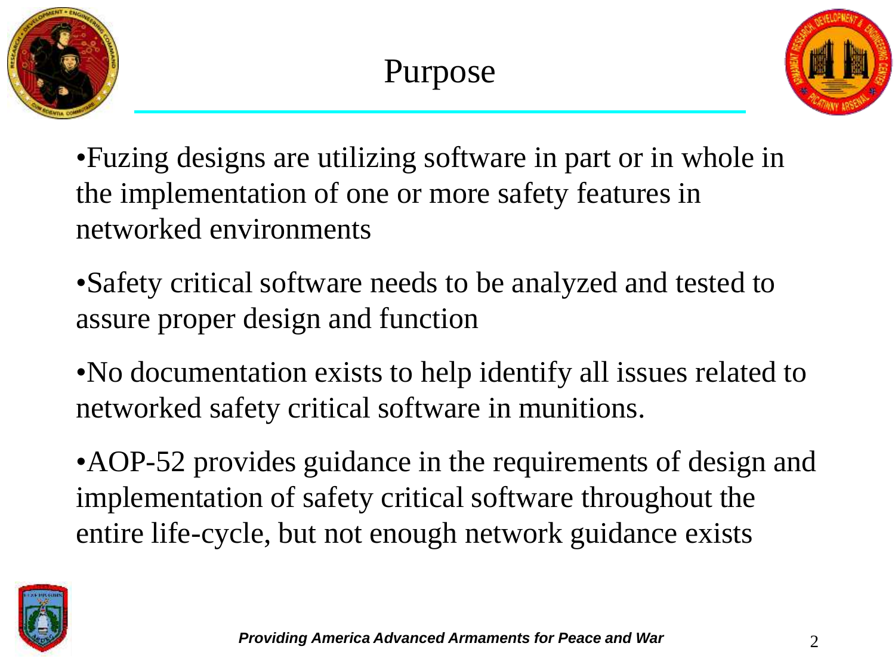# Purpose

- Fuzing designs are utilizing software in part or in whole in the implementation of one or more safety features in networked environments
- Safety critical software needs to be analyzed and tested to assure proper design and function
- No documentation exists to help identify all issues related to networked safety critical software in munitions.
- AOP-52 provides guidance in the requirements of design and implementation of safety critical software throughout the entire life-cycle, but not enough network guidance exists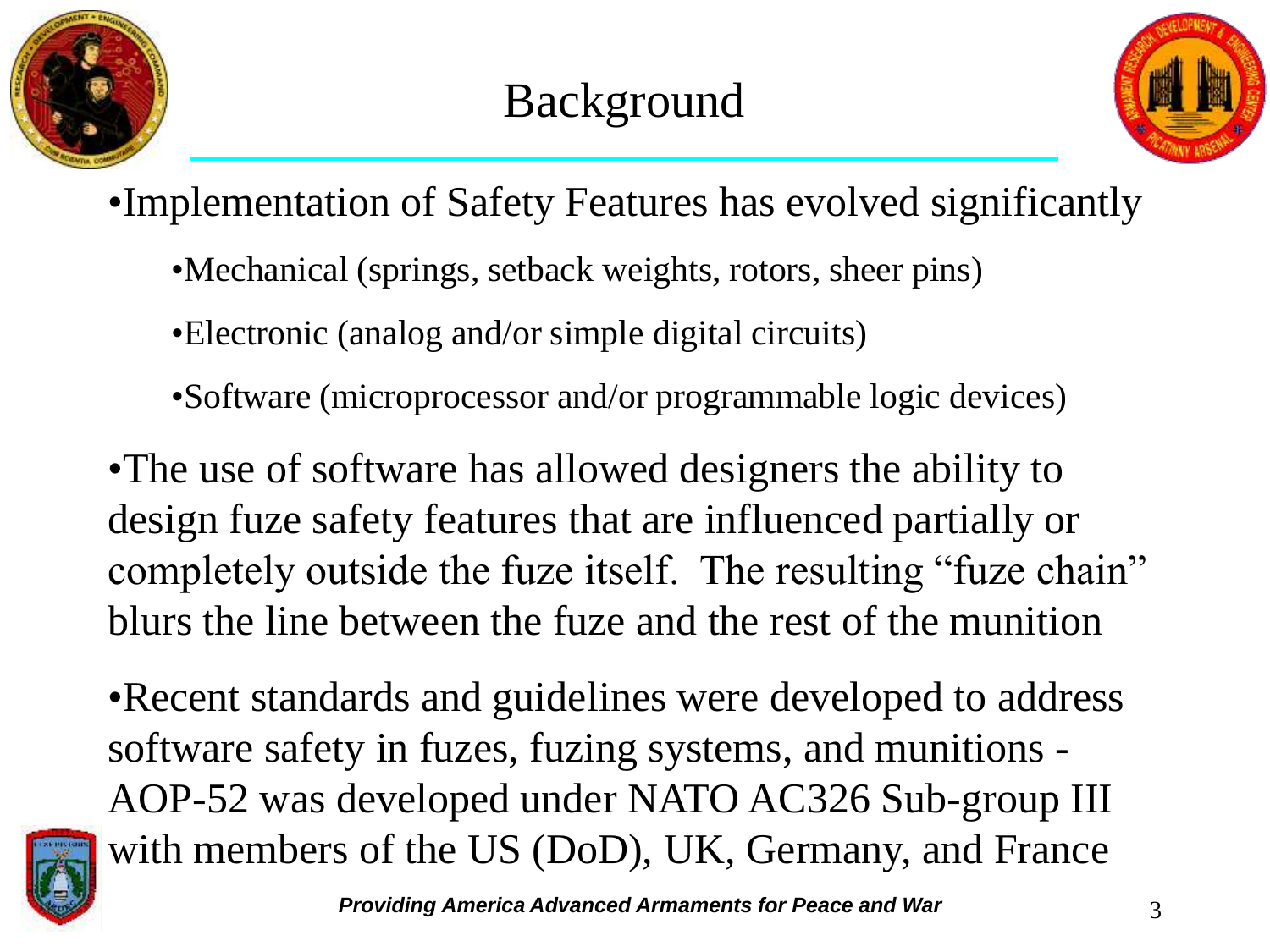# Background

- Implementation of Safety Features has evolved significantly
  - Mechanical (springs, setback weights, rotors, sheer pins)
  - Electronic (analog and/or simple digital circuits)
  - Software (microprocessor and/or programmable logic devices)
- The use of software has allowed designers the ability to design fuze safety features that are influenced partially or completely outside the fuze itself. The resulting "fuze chain" blurs the line between the fuze and the rest of the munition
- Recent standards and guidelines were developed to address software safety in fuzes, fuzing systems, and munitions - AOP-52 was developed under NATO AC326 Sub-group III with members of the US (DoD), UK, Germany, and France

***Providing America Advanced Armaments for Peace and War***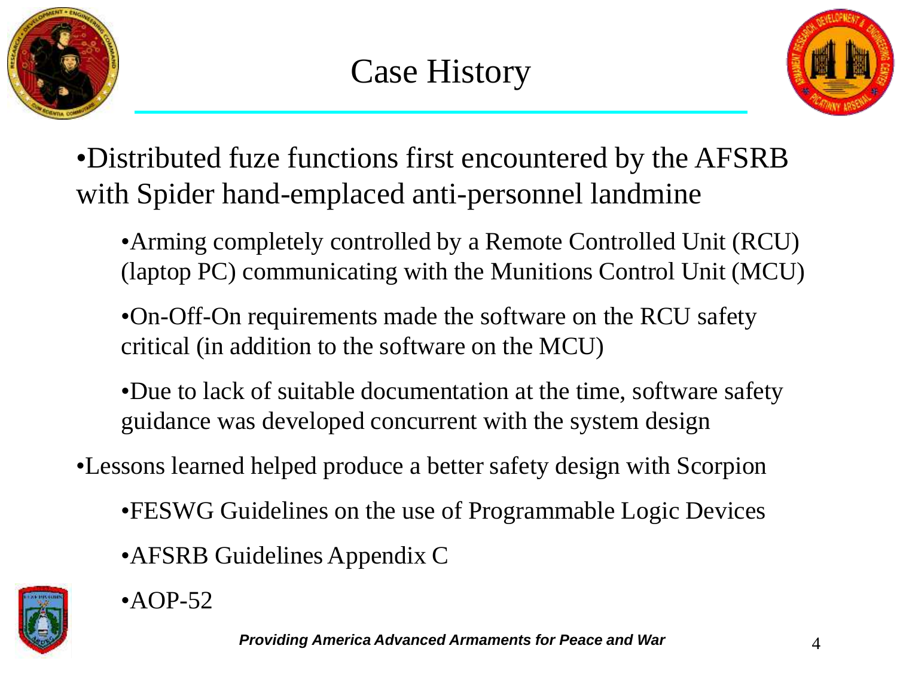# Case History

- Distributed fuze functions first encountered by the AFSRB with Spider hand-emplaced anti-personnel landmine
  - Arming completely controlled by a Remote Controlled Unit (RCU) (laptop PC) communicating with the Munitions Control Unit (MCU)
  - On-Off-On requirements made the software on the RCU safety critical (in addition to the software on the MCU)
  - Due to lack of suitable documentation at the time, software safety guidance was developed concurrent with the system design
- Lessons learned helped produce a better safety design with Scorpion
  - FESWG Guidelines on the use of Programmable Logic Devices
  - AFSRB Guidelines Appendix C
  - AOP-52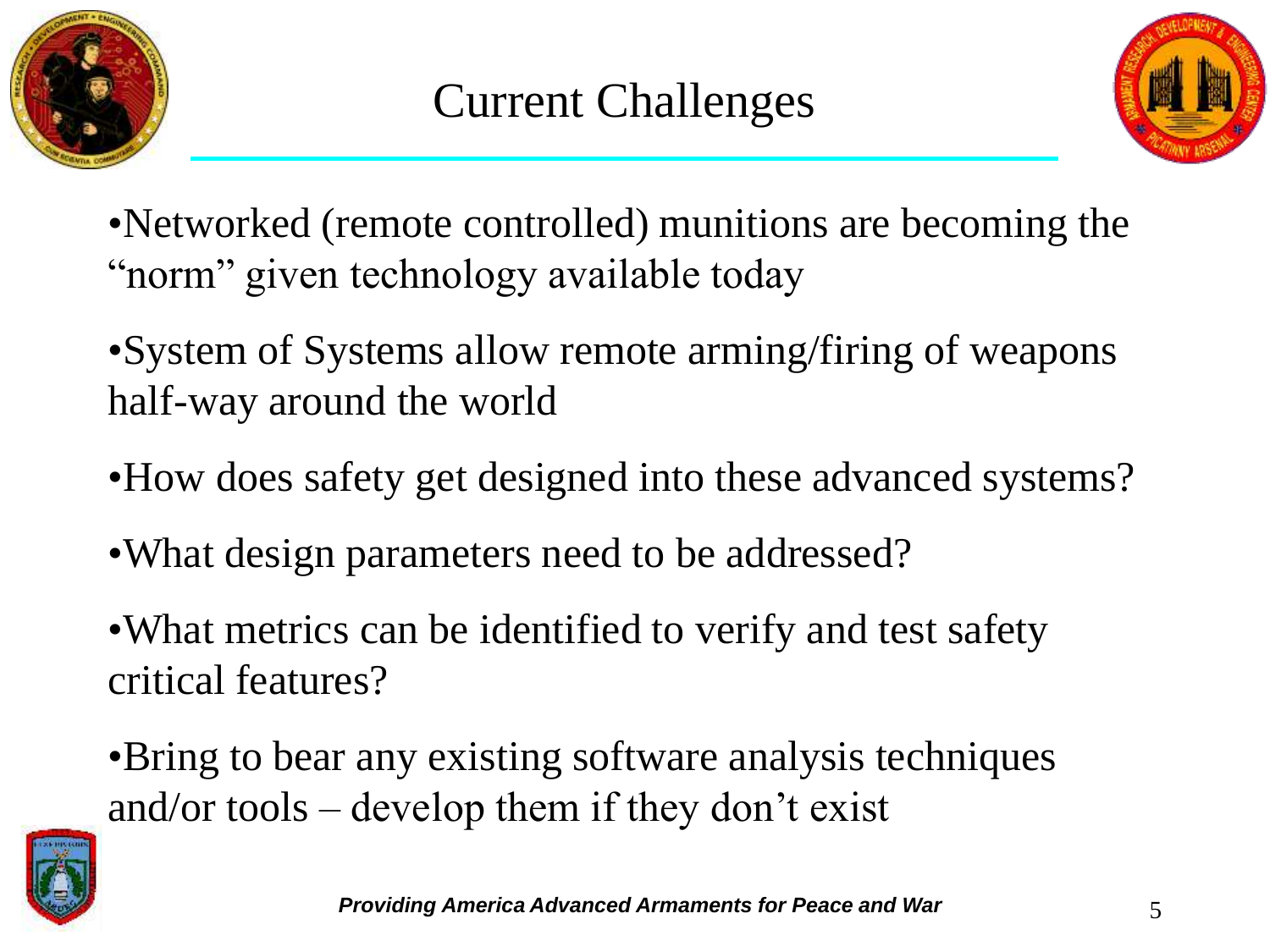# Current Challenges

- Networked (remote controlled) munitions are becoming the "norm" given technology available today
- System of Systems allow remote arming/firing of weapons half-way around the world
- How does safety get designed into these advanced systems?
- What design parameters need to be addressed?
- What metrics can be identified to verify and test safety critical features?
- Bring to bear any existing software analysis techniques and/or tools – develop them if they don't exist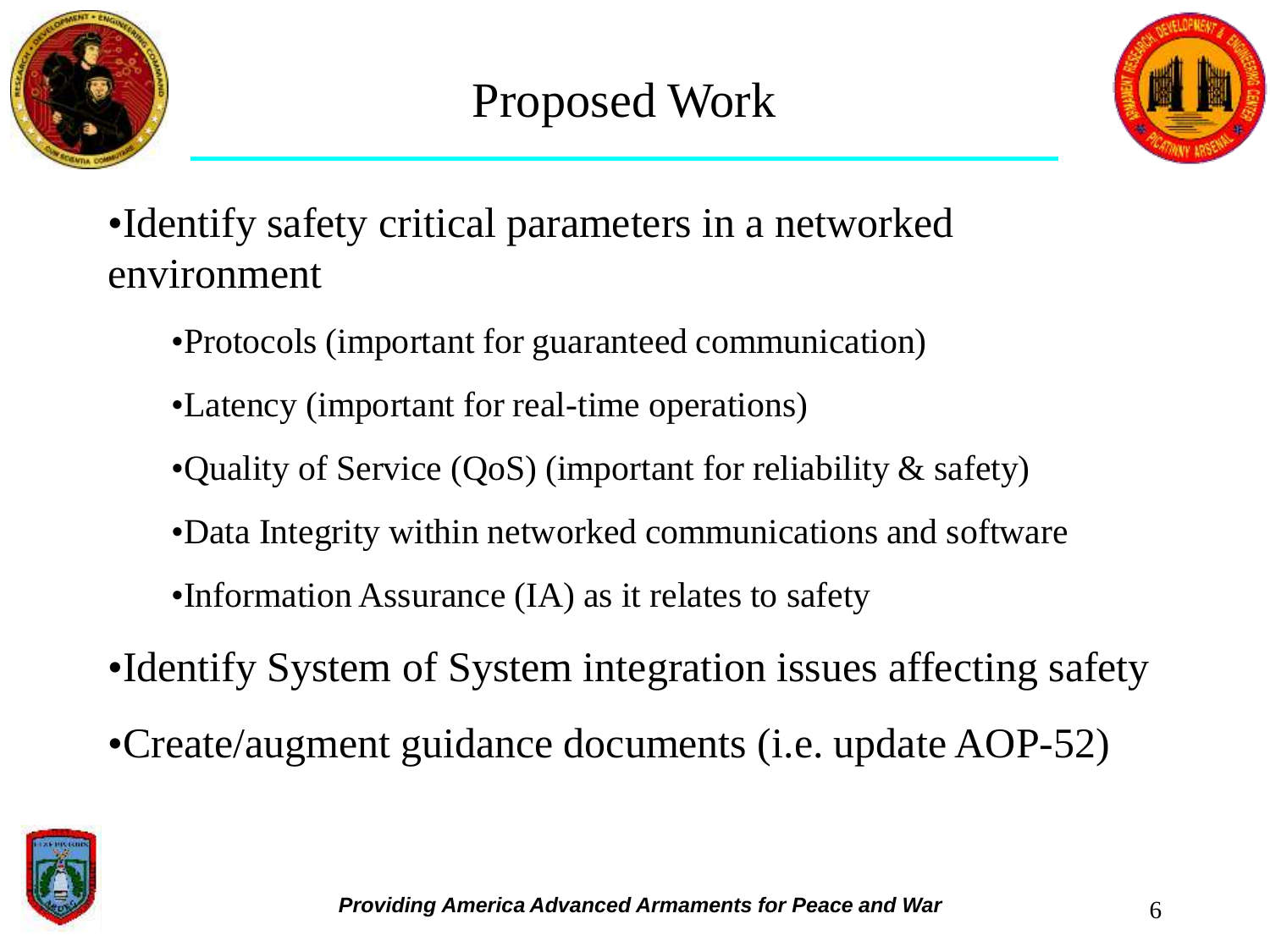# Proposed Work

- Identify safety critical parameters in a networked environment
  - Protocols (important for guaranteed communication)
  - Latency (important for real-time operations)
  - Quality of Service (QoS) (important for reliability & safety)
  - Data Integrity within networked communications and software
  - Information Assurance (IA) as it relates to safety
- Identify System of System integration issues affecting safety
- Create/augment guidance documents (i.e. update AOP-52)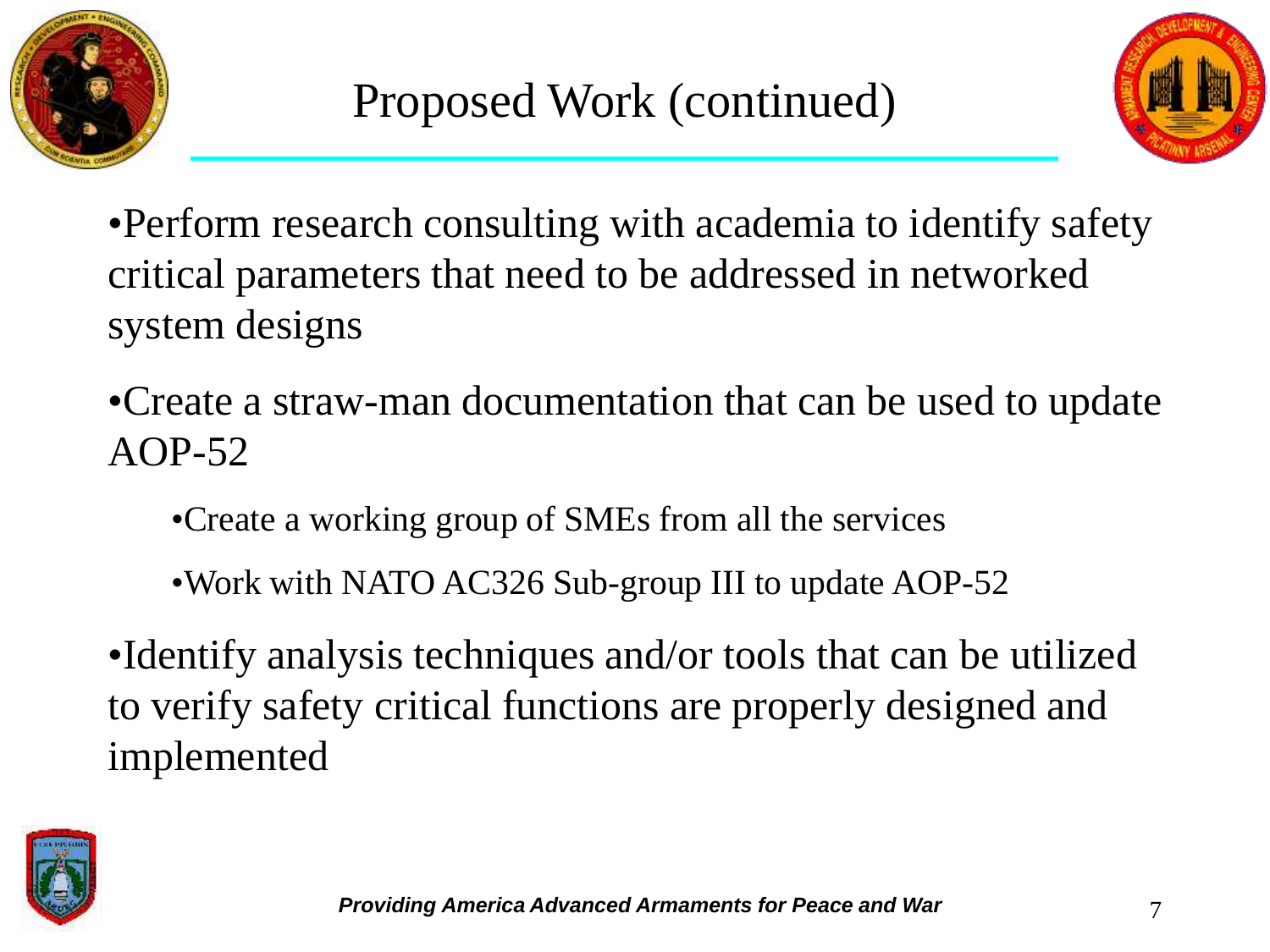# Proposed Work (continued)

- Perform research consulting with academia to identify safety critical parameters that need to be addressed in networked system designs
- Create a straw-man documentation that can be used to update AOP-52
  - Create a working group of SMEs from all the services
  - Work with NATO AC326 Sub-group III to update AOP-52
- Identify analysis techniques and/or tools that can be utilized to verify safety critical functions are properly designed and implemented

***Providing America Advanced Armaments for Peace and War***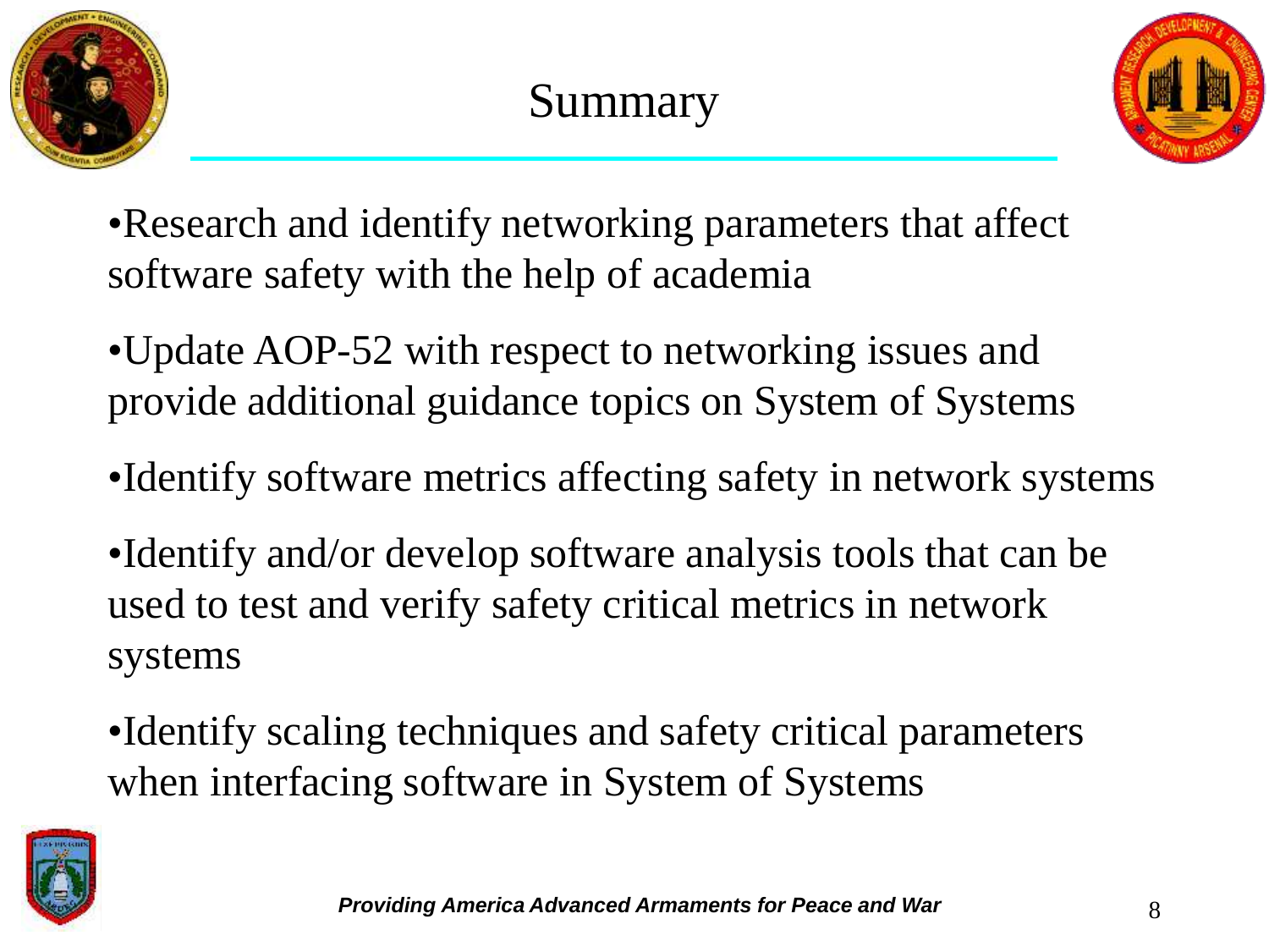# Summary

- Research and identify networking parameters that affect software safety with the help of academia
- Update AOP-52 with respect to networking issues and provide additional guidance topics on System of Systems
- Identify software metrics affecting safety in network systems
- Identify and/or develop software analysis tools that can be used to test and verify safety critical metrics in network systems
- Identify scaling techniques and safety critical parameters when interfacing software in System of Systems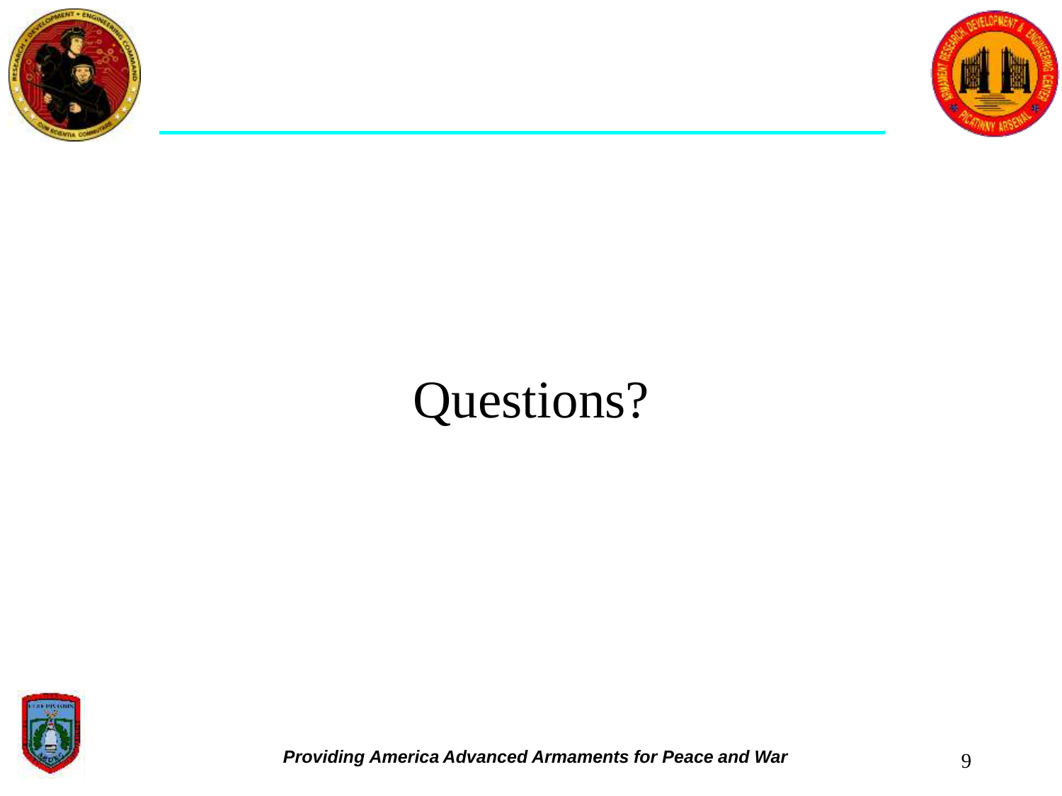# Questions?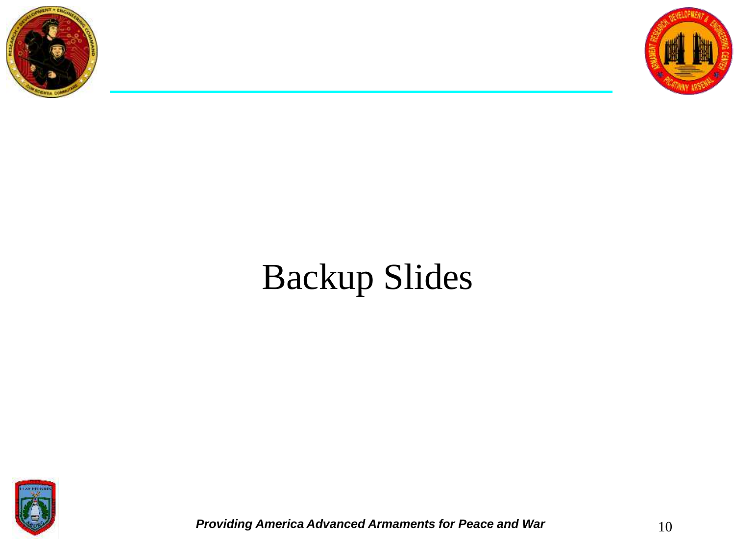# Backup Slides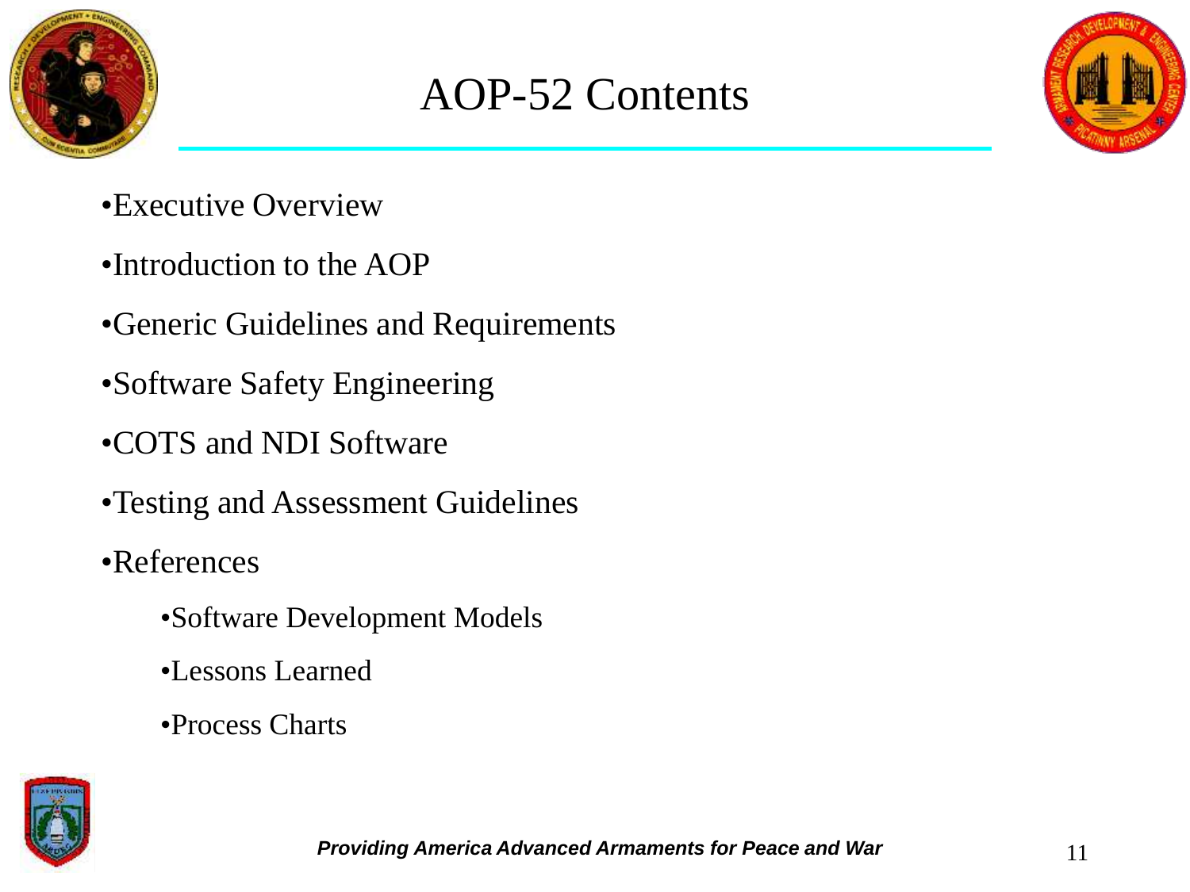# AOP-52 Contents

- Executive Overview
- Introduction to the AOP
- Generic Guidelines and Requirements
- Software Safety Engineering
- COTS and NDI Software
- Testing and Assessment Guidelines
- References
    - Software Development Models
    - Lessons Learned
    - Process Charts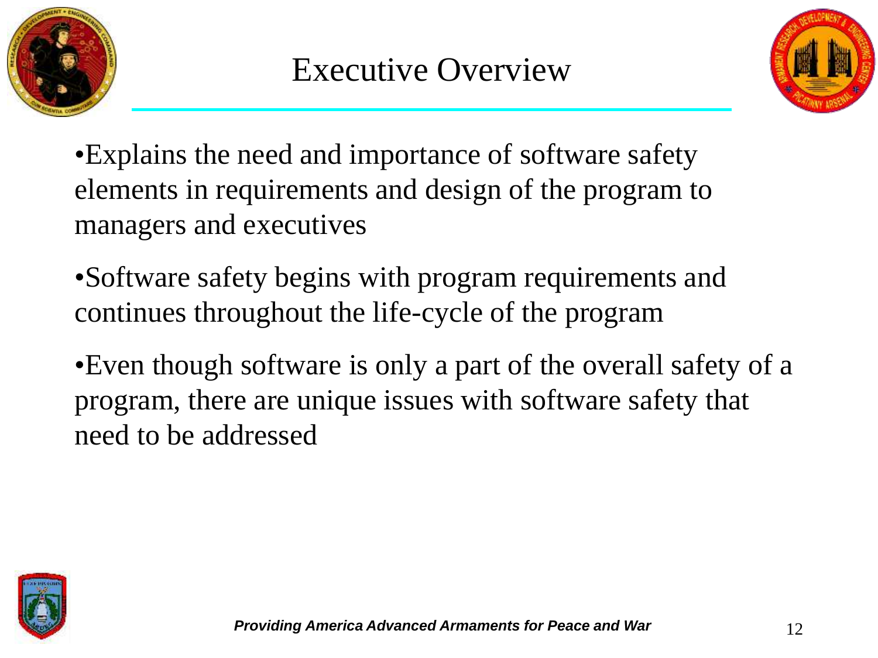# Executive Overview

- Explains the need and importance of software safety elements in requirements and design of the program to managers and executives
- Software safety begins with program requirements and continues throughout the life-cycle of the program
- Even though software is only a part of the overall safety of a program, there are unique issues with software safety that need to be addressed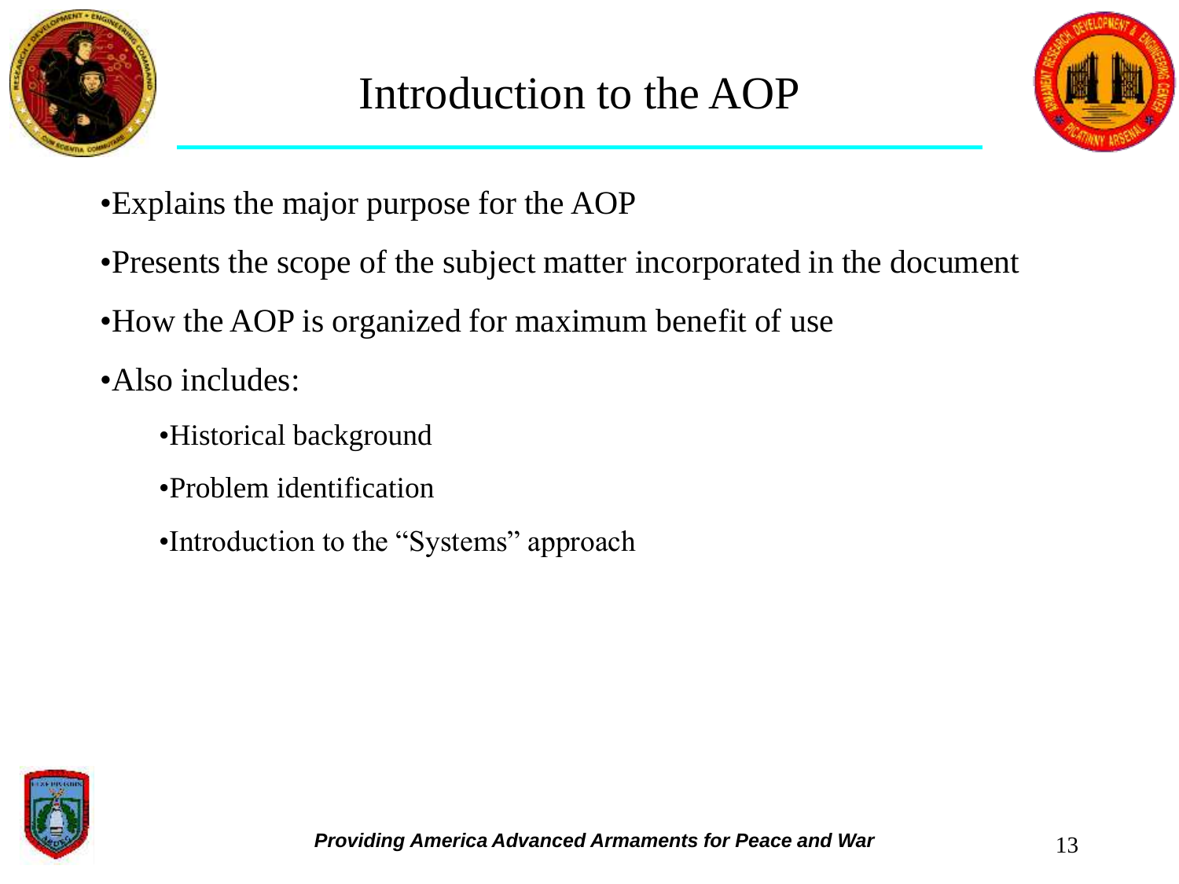# Introduction to the AOP

- Explains the major purpose for the AOP
- Presents the scope of the subject matter incorporated in the document
- How the AOP is organized for maximum benefit of use
- Also includes:
  - Historical background
  - Problem identification
  - Introduction to the "Systems" approach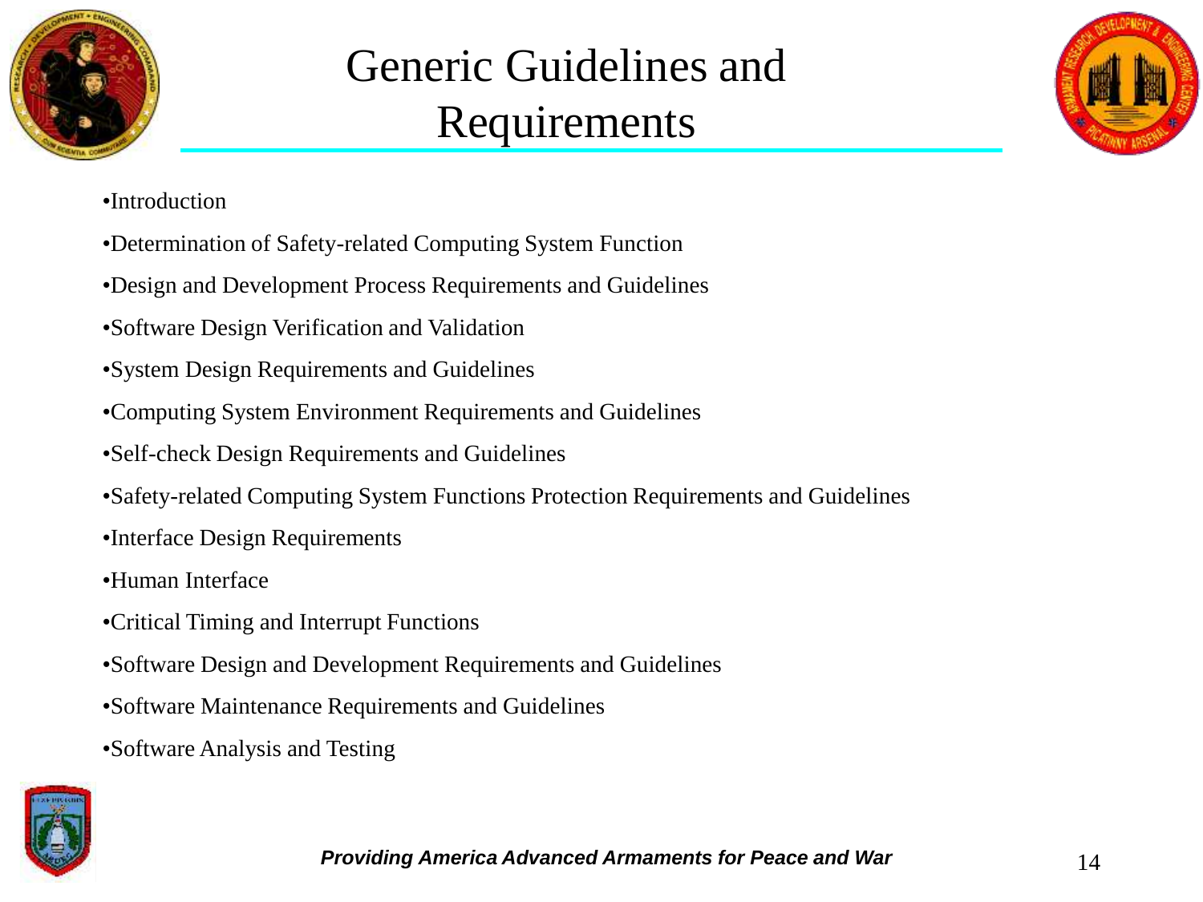# Generic Guidelines and Requirements

- Introduction
- Determination of Safety-related Computing System Function
- Design and Development Process Requirements and Guidelines
- Software Design Verification and Validation
- System Design Requirements and Guidelines
- Computing System Environment Requirements and Guidelines
- Self-check Design Requirements and Guidelines
- Safety-related Computing System Functions Protection Requirements and Guidelines
- Interface Design Requirements
- Human Interface
- Critical Timing and Interrupt Functions
- Software Design and Development Requirements and Guidelines
- Software Maintenance Requirements and Guidelines
- Software Analysis and Testing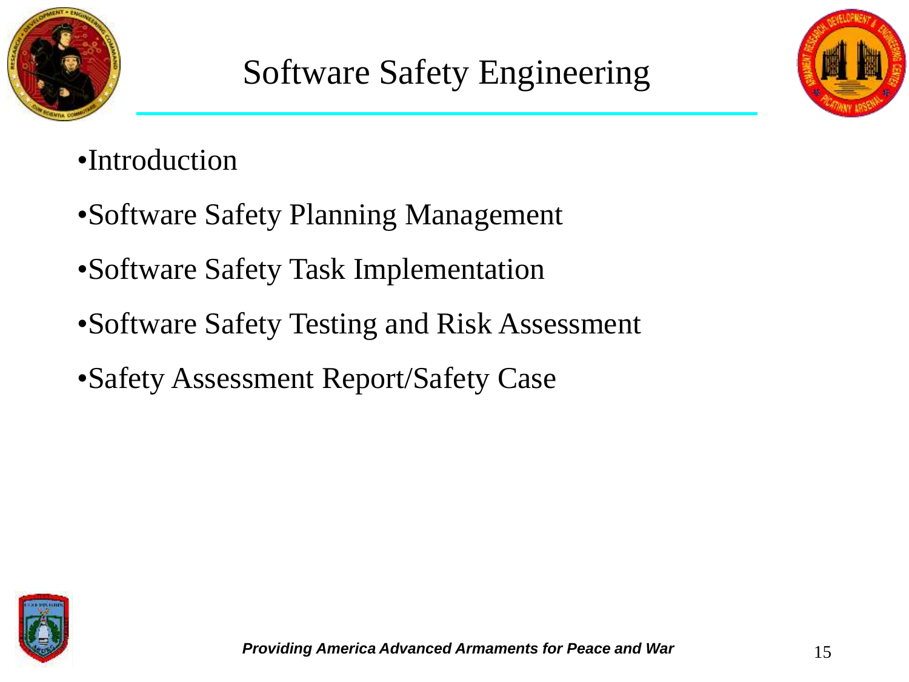# Software Safety Engineering

- Introduction
- Software Safety Planning Management
- Software Safety Task Implementation
- Software Safety Testing and Risk Assessment
- Safety Assessment Report/Safety Case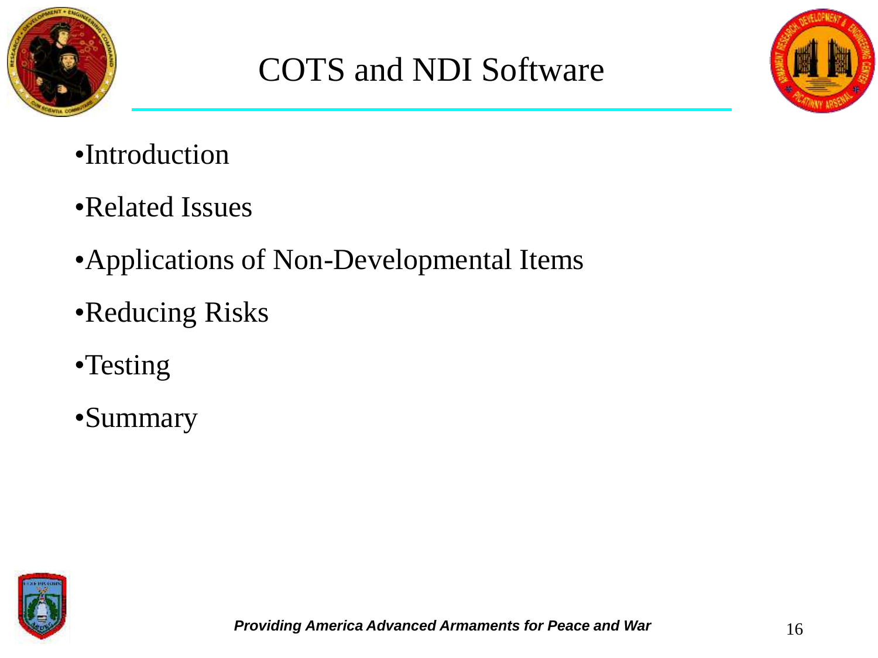# COTS and NDI Software

- Introduction
- Related Issues
- Applications of Non-Developmental Items
- Reducing Risks
- Testing
- Summary

***Providing America Advanced Armaments for Peace and War***